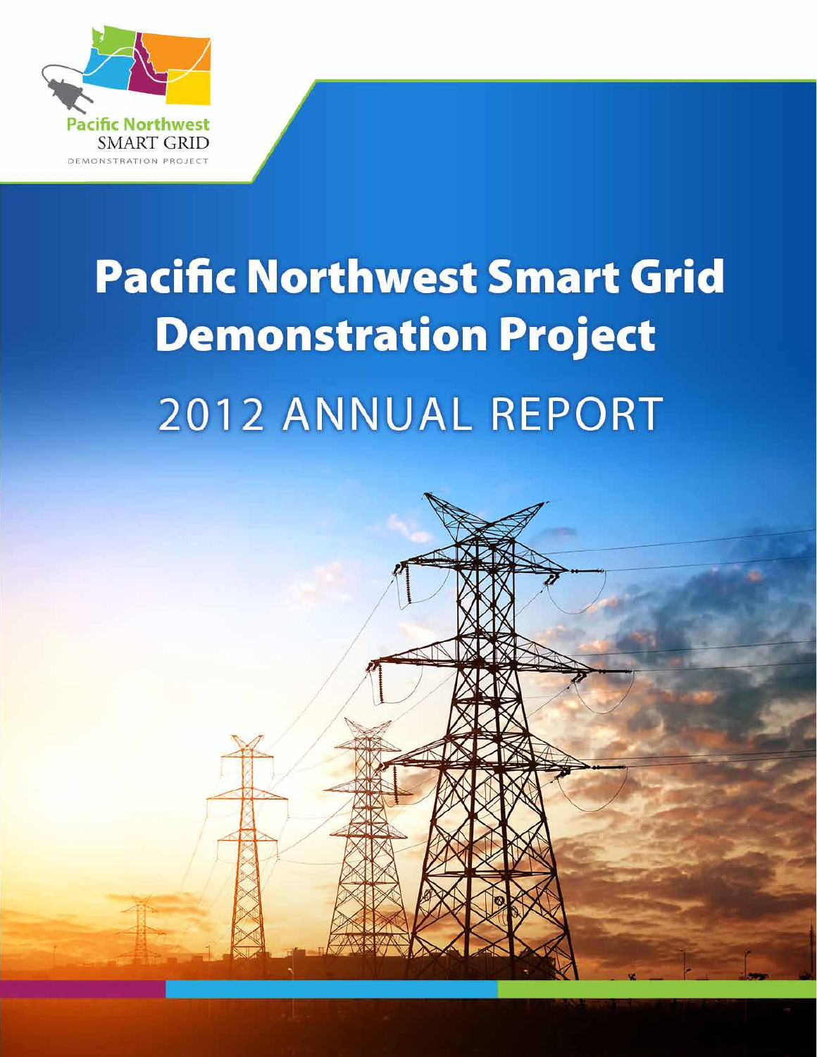Pacific Northwest
SMART GRID
DEMONSTRATION PROJECT

# Pacific Northwest Smart Grid Demonstration Project

## 2012 ANNUAL REPORT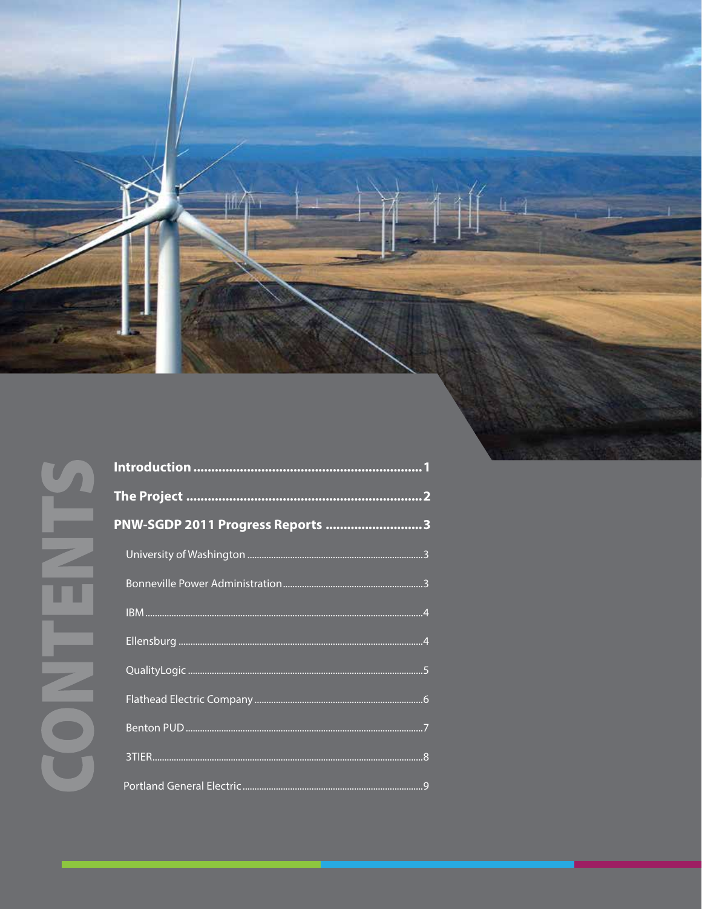# CONTENTS

**Introduction** ............................................................... **1**

**The Project** ................................................................. **2**

**PNW-SGDP 2011 Progress Reports** ........................... **3**

- University of Washington ........................................................................3
- Bonneville Power Administration........................................................3
- IBM ..................................................................................................4
- Ellensburg ........................................................................................4
- QualityLogic .....................................................................................5
- Flathead Electric Company .................................................................6
- Benton PUD .......................................................................................7
- 3TIER.................................................................................................8
- Portland General Electric ...................................................................9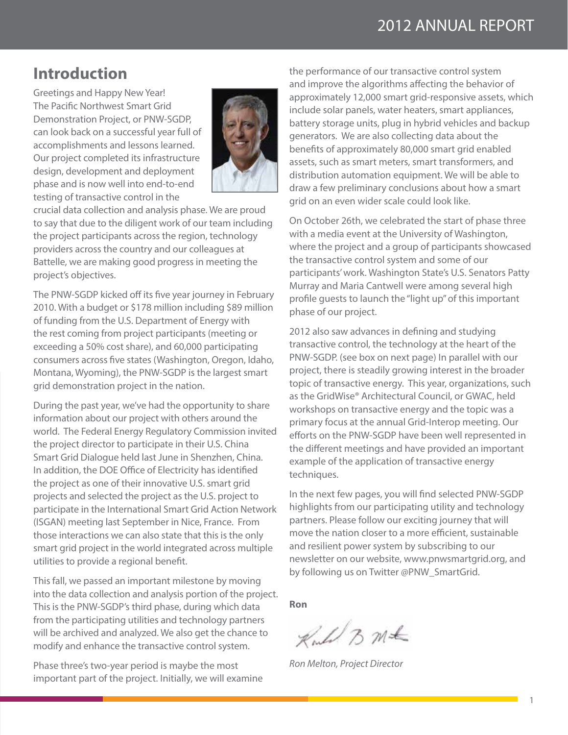## Introduction

Greetings and Happy New Year! The Pacific Northwest Smart Grid Demonstration Project, or PNW-SGDP, can look back on a successful year full of accomplishments and lessons learned. Our project completed its infrastructure design, development and deployment phase and is now well into end-to-end testing of transactive control in the crucial data collection and analysis phase. We are proud to say that due to the diligent work of our team including the project participants across the region, technology providers across the country and our colleagues at Battelle, we are making good progress in meeting the project's objectives.

The PNW-SGDP kicked off its five year journey in February 2010. With a budget or $178 million including $89 million of funding from the U.S. Department of Energy with the rest coming from project participants (meeting or exceeding a 50% cost share), and 60,000 participating consumers across five states (Washington, Oregon, Idaho, Montana, Wyoming), the PNW-SGDP is the largest smart grid demonstration project in the nation.

During the past year, we've had the opportunity to share information about our project with others around the world. The Federal Energy Regulatory Commission invited the project director to participate in their U.S. China Smart Grid Dialogue held last June in Shenzhen, China. In addition, the DOE Office of Electricity has identified the project as one of their innovative U.S. smart grid projects and selected the project as the U.S. project to participate in the International Smart Grid Action Network (ISGAN) meeting last September in Nice, France. From those interactions we can also state that this is the only smart grid project in the world integrated across multiple utilities to provide a regional benefit.

This fall, we passed an important milestone by moving into the data collection and analysis portion of the project. This is the PNW-SGDP's third phase, during which data from the participating utilities and technology partners will be archived and analyzed. We also get the chance to modify and enhance the transactive control system.

Phase three's two-year period is maybe the most important part of the project. Initially, we will examine the performance of our transactive control system and improve the algorithms affecting the behavior of approximately 12,000 smart grid-responsive assets, which include solar panels, water heaters, smart appliances, battery storage units, plug in hybrid vehicles and backup generators. We are also collecting data about the benefits of approximately 80,000 smart grid enabled assets, such as smart meters, smart transformers, and distribution automation equipment. We will be able to draw a few preliminary conclusions about how a smart grid on an even wider scale could look like.

On October 26th, we celebrated the start of phase three with a media event at the University of Washington, where the project and a group of participants showcased the transactive control system and some of our participants' work. Washington State's U.S. Senators Patty Murray and Maria Cantwell were among several high profile guests to launch the "light up" of this important phase of our project.

2012 also saw advances in defining and studying transactive control, the technology at the heart of the PNW-SGDP. (see box on next page) In parallel with our project, there is steadily growing interest in the broader topic of transactive energy. This year, organizations, such as the GridWise® Architectural Council, or GWAC, held workshops on transactive energy and the topic was a primary focus at the annual Grid-Interop meeting. Our efforts on the PNW-SGDP have been well represented in the different meetings and have provided an important example of the application of transactive energy techniques.

In the next few pages, you will find selected PNW-SGDP highlights from our participating utility and technology partners. Please follow our exciting journey that will move the nation closer to a more efficient, sustainable and resilient power system by subscribing to our newsletter on our website, www.pnwsmartgrid.org, and by following us on Twitter @PNW_SmartGrid.

**Ron**

*Ron Melton, Project Director*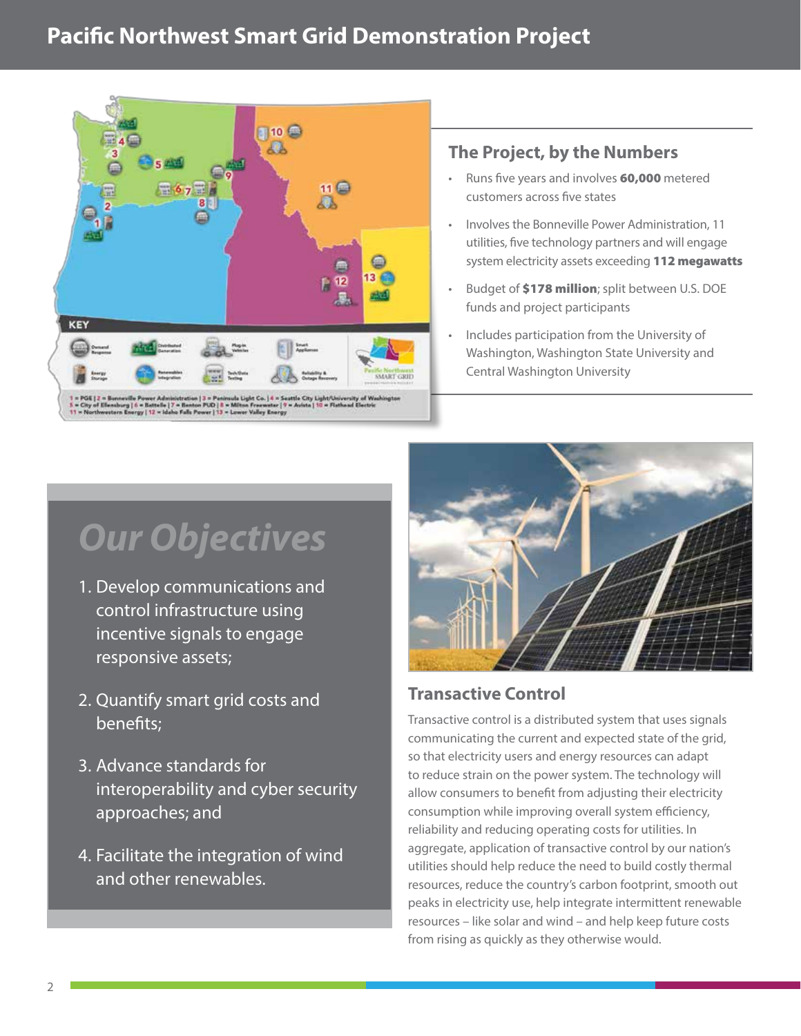# Pacific Northwest Smart Grid Demonstration Project

KEY

Demand Response | Distributed Generation | Plug-in Vehicles | Smart Appliances | Energy Storage | Renewables Integration | Tech/Data Testing | Reliability & Outage Recovery

1 = PGE | 2 = Bonneville Power Administration | 3 = Peninsula Light Co. | 4 = Seattle City Light/University of Washington
5 = City of Ellensburg | 6 = Battelle | 7 = Benton PUD | 8 = Milton Freewater | 9 = Avista | 10 = Flathead Electric
11 = Northwestern Energy | 12 = Idaho Falls Power | 13 = Lower Valley Energy

## The Project, by the Numbers

- Runs five years and involves **60,000** metered customers across five states
- Involves the Bonneville Power Administration, 11 utilities, five technology partners and will engage system electricity assets exceeding **112 megawatts**
- Budget of **$178 million**; split between U.S. DOE funds and project participants
- Includes participation from the University of Washington, Washington State University and Central Washington University

## *Our Objectives*

1. Develop communications and control infrastructure using incentive signals to engage responsive assets;
2. Quantify smart grid costs and benefits;
3. Advance standards for interoperability and cyber security approaches; and
4. Facilitate the integration of wind and other renewables.

## Transactive Control

Transactive control is a distributed system that uses signals communicating the current and expected state of the grid, so that electricity users and energy resources can adapt to reduce strain on the power system. The technology will allow consumers to benefit from adjusting their electricity consumption while improving overall system efficiency, reliability and reducing operating costs for utilities. In aggregate, application of transactive control by our nation's utilities should help reduce the need to build costly thermal resources, reduce the country's carbon footprint, smooth out peaks in electricity use, help integrate intermittent renewable resources – like solar and wind – and help keep future costs from rising as quickly as they otherwise would.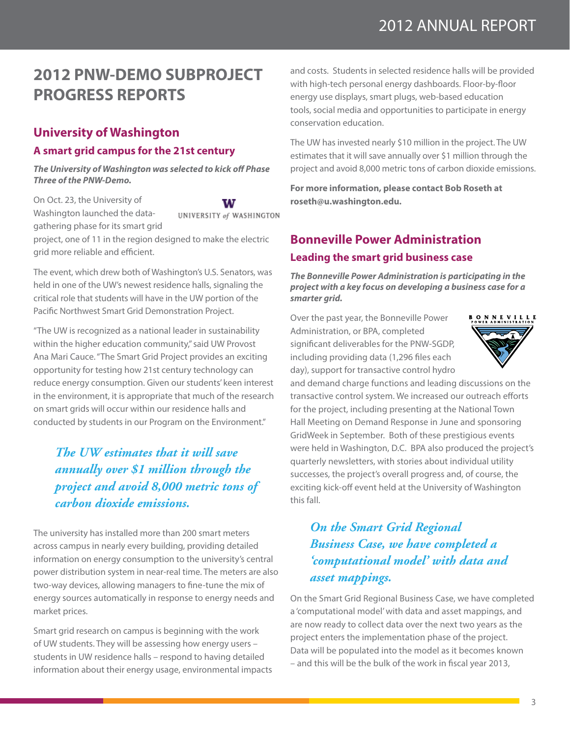# 2012 PNW-DEMO SUBPROJECT PROGRESS REPORTS

## University of Washington

### A smart grid campus for the 21st century

***The University of Washington was selected to kick off Phase Three of the PNW-Demo.***

On Oct. 23, the University of Washington launched the data-gathering phase for its smart grid project, one of 11 in the region designed to make the electric grid more reliable and efficient.

The event, which drew both of Washington's U.S. Senators, was held in one of the UW's newest residence halls, signaling the critical role that students will have in the UW portion of the Pacific Northwest Smart Grid Demonstration Project.

"The UW is recognized as a national leader in sustainability within the higher education community," said UW Provost Ana Mari Cauce. "The Smart Grid Project provides an exciting opportunity for testing how 21st century technology can reduce energy consumption. Given our students' keen interest in the environment, it is appropriate that much of the research on smart grids will occur within our residence halls and conducted by students in our Program on the Environment."

> *The UW estimates that it will save annually over $1 million through the project and avoid 8,000 metric tons of carbon dioxide emissions.*

The university has installed more than 200 smart meters across campus in nearly every building, providing detailed information on energy consumption to the university's central power distribution system in near-real time. The meters are also two-way devices, allowing managers to fine-tune the mix of energy sources automatically in response to energy needs and market prices.

Smart grid research on campus is beginning with the work of UW students. They will be assessing how energy users – students in UW residence halls – respond to having detailed information about their energy usage, environmental impacts and costs. Students in selected residence halls will be provided with high-tech personal energy dashboards. Floor-by-floor energy use displays, smart plugs, web-based education tools, social media and opportunities to participate in energy conservation education.

The UW has invested nearly $10 million in the project. The UW estimates that it will save annually over $1 million through the project and avoid 8,000 metric tons of carbon dioxide emissions.

**For more information, please contact Bob Roseth at roseth@u.washington.edu.**

## Bonneville Power Administration

### Leading the smart grid business case

***The Bonneville Power Administration is participating in the project with a key focus on developing a business case for a smarter grid.***

Over the past year, the Bonneville Power Administration, or BPA, completed significant deliverables for the PNW-SGDP, including providing data (1,296 files each day), support for transactive control hydro and demand charge functions and leading discussions on the transactive control system. We increased our outreach efforts for the project, including presenting at the National Town Hall Meeting on Demand Response in June and sponsoring GridWeek in September. Both of these prestigious events were held in Washington, D.C. BPA also produced the project's quarterly newsletters, with stories about individual utility successes, the project's overall progress and, of course, the exciting kick-off event held at the University of Washington this fall.

> *On the Smart Grid Regional Business Case, we have completed a 'computational model' with data and asset mappings.*

On the Smart Grid Regional Business Case, we have completed a 'computational model' with data and asset mappings, and are now ready to collect data over the next two years as the project enters the implementation phase of the project. Data will be populated into the model as it becomes known – and this will be the bulk of the work in fiscal year 2013,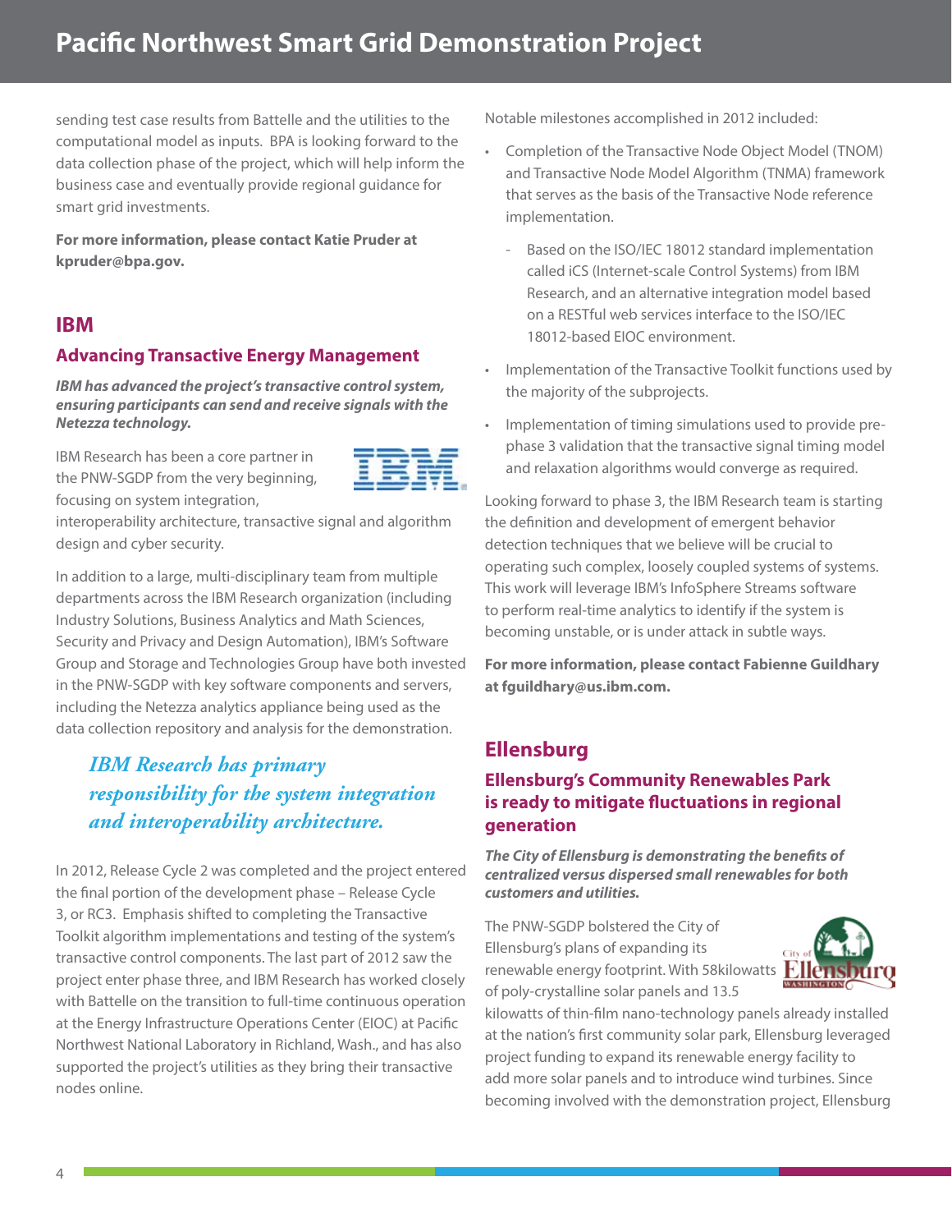sending test case results from Battelle and the utilities to the computational model as inputs. BPA is looking forward to the data collection phase of the project, which will help inform the business case and eventually provide regional guidance for smart grid investments.

**For more information, please contact Katie Pruder at kpruder@bpa.gov.**

## IBM

### Advancing Transactive Energy Management

***IBM has advanced the project's transactive control system, ensuring participants can send and receive signals with the Netezza technology.***

IBM Research has been a core partner in the PNW-SGDP from the very beginning, focusing on system integration, interoperability architecture, transactive signal and algorithm design and cyber security.

In addition to a large, multi-disciplinary team from multiple departments across the IBM Research organization (including Industry Solutions, Business Analytics and Math Sciences, Security and Privacy and Design Automation), IBM's Software Group and Storage and Technologies Group have both invested in the PNW-SGDP with key software components and servers, including the Netezza analytics appliance being used as the data collection repository and analysis for the demonstration.

*IBM Research has primary responsibility for the system integration and interoperability architecture.*

In 2012, Release Cycle 2 was completed and the project entered the final portion of the development phase – Release Cycle 3, or RC3. Emphasis shifted to completing the Transactive Toolkit algorithm implementations and testing of the system's transactive control components. The last part of 2012 saw the project enter phase three, and IBM Research has worked closely with Battelle on the transition to full-time continuous operation at the Energy Infrastructure Operations Center (EIOC) at Pacific Northwest National Laboratory in Richland, Wash., and has also supported the project's utilities as they bring their transactive nodes online.

Notable milestones accomplished in 2012 included:

- Completion of the Transactive Node Object Model (TNOM) and Transactive Node Model Algorithm (TNMA) framework that serves as the basis of the Transactive Node reference implementation.
  - Based on the ISO/IEC 18012 standard implementation called iCS (Internet-scale Control Systems) from IBM Research, and an alternative integration model based on a RESTful web services interface to the ISO/IEC 18012-based EIOC environment.
- Implementation of the Transactive Toolkit functions used by the majority of the subprojects.
- Implementation of timing simulations used to provide pre-phase 3 validation that the transactive signal timing model and relaxation algorithms would converge as required.

Looking forward to phase 3, the IBM Research team is starting the definition and development of emergent behavior detection techniques that we believe will be crucial to operating such complex, loosely coupled systems of systems. This work will leverage IBM's InfoSphere Streams software to perform real-time analytics to identify if the system is becoming unstable, or is under attack in subtle ways.

**For more information, please contact Fabienne Guildhary at fguildhary@us.ibm.com.**

## Ellensburg

### Ellensburg's Community Renewables Park is ready to mitigate fluctuations in regional generation

***The City of Ellensburg is demonstrating the benefits of centralized versus dispersed small renewables for both customers and utilities.***

The PNW-SGDP bolstered the City of Ellensburg's plans of expanding its renewable energy footprint. With 58kilowatts of poly-crystalline solar panels and 13.5 kilowatts of thin-film nano-technology panels already installed at the nation's first community solar park, Ellensburg leveraged project funding to expand its renewable energy facility to add more solar panels and to introduce wind turbines. Since becoming involved with the demonstration project, Ellensburg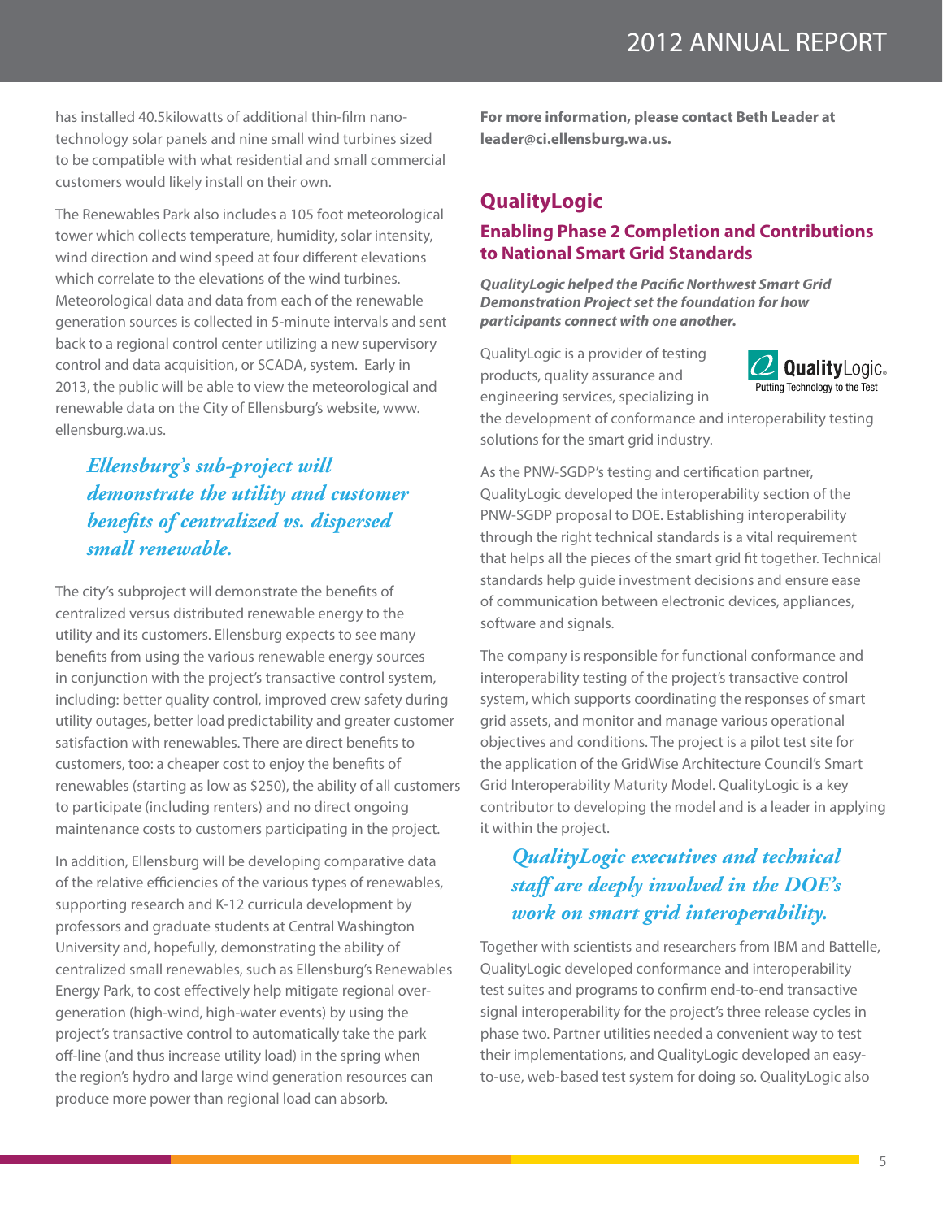has installed 40.5kilowatts of additional thin-film nano-technology solar panels and nine small wind turbines sized to be compatible with what residential and small commercial customers would likely install on their own.

The Renewables Park also includes a 105 foot meteorological tower which collects temperature, humidity, solar intensity, wind direction and wind speed at four different elevations which correlate to the elevations of the wind turbines. Meteorological data and data from each of the renewable generation sources is collected in 5-minute intervals and sent back to a regional control center utilizing a new supervisory control and data acquisition, or SCADA, system. Early in 2013, the public will be able to view the meteorological and renewable data on the City of Ellensburg's website, www.ellensburg.wa.us.

> *Ellensburg's sub-project will demonstrate the utility and customer benefits of centralized vs. dispersed small renewable.*

The city's subproject will demonstrate the benefits of centralized versus distributed renewable energy to the utility and its customers. Ellensburg expects to see many benefits from using the various renewable energy sources in conjunction with the project's transactive control system, including: better quality control, improved crew safety during utility outages, better load predictability and greater customer satisfaction with renewables. There are direct benefits to customers, too: a cheaper cost to enjoy the benefits of renewables (starting as low as $250), the ability of all customers to participate (including renters) and no direct ongoing maintenance costs to customers participating in the project.

In addition, Ellensburg will be developing comparative data of the relative efficiencies of the various types of renewables, supporting research and K-12 curricula development by professors and graduate students at Central Washington University and, hopefully, demonstrating the ability of centralized small renewables, such as Ellensburg's Renewables Energy Park, to cost effectively help mitigate regional over-generation (high-wind, high-water events) by using the project's transactive control to automatically take the park off-line (and thus increase utility load) in the spring when the region's hydro and large wind generation resources can produce more power than regional load can absorb.

**For more information, please contact Beth Leader at leader@ci.ellensburg.wa.us.**

## QualityLogic

### Enabling Phase 2 Completion and Contributions to National Smart Grid Standards

***QualityLogic helped the Pacific Northwest Smart Grid Demonstration Project set the foundation for how participants connect with one another.***

QualityLogic is a provider of testing products, quality assurance and engineering services, specializing in the development of conformance and interoperability testing solutions for the smart grid industry.

As the PNW-SGDP's testing and certification partner, QualityLogic developed the interoperability section of the PNW-SGDP proposal to DOE. Establishing interoperability through the right technical standards is a vital requirement that helps all the pieces of the smart grid fit together. Technical standards help guide investment decisions and ensure ease of communication between electronic devices, appliances, software and signals.

The company is responsible for functional conformance and interoperability testing of the project's transactive control system, which supports coordinating the responses of smart grid assets, and monitor and manage various operational objectives and conditions. The project is a pilot test site for the application of the GridWise Architecture Council's Smart Grid Interoperability Maturity Model. QualityLogic is a key contributor to developing the model and is a leader in applying it within the project.

> *QualityLogic executives and technical staff are deeply involved in the DOE's work on smart grid interoperability.*

Together with scientists and researchers from IBM and Battelle, QualityLogic developed conformance and interoperability test suites and programs to confirm end-to-end transactive signal interoperability for the project's three release cycles in phase two. Partner utilities needed a convenient way to test their implementations, and QualityLogic developed an easy-to-use, web-based test system for doing so. QualityLogic also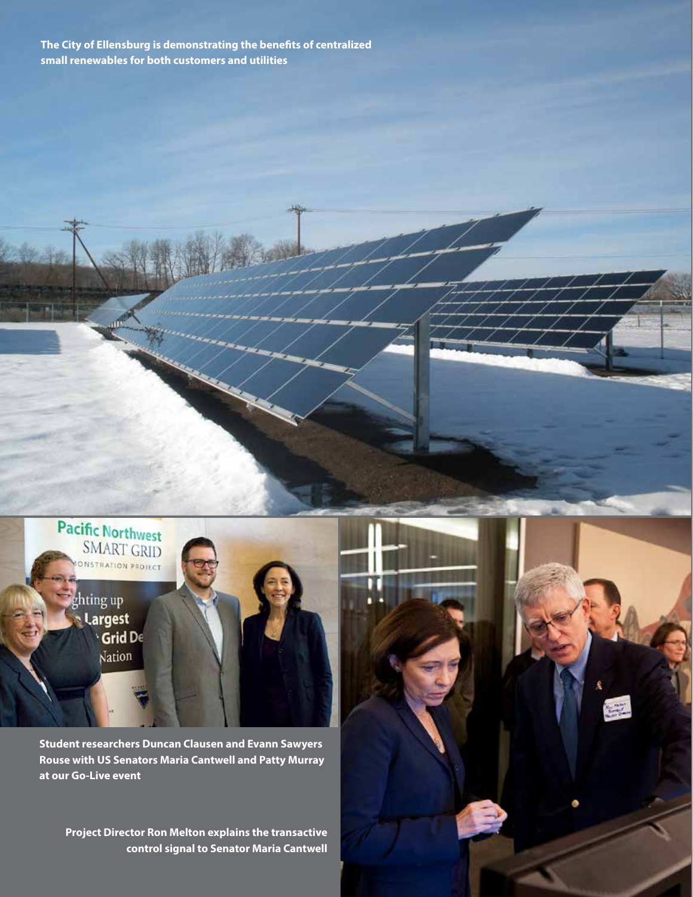The City of Ellensburg is demonstrating the benefits of centralized small renewables for both customers and utilities

Student researchers Duncan Clausen and Evann Sawyers Rouse with US Senators Maria Cantwell and Patty Murray at our Go-Live event

Project Director Ron Melton explains the transactive control signal to Senator Maria Cantwell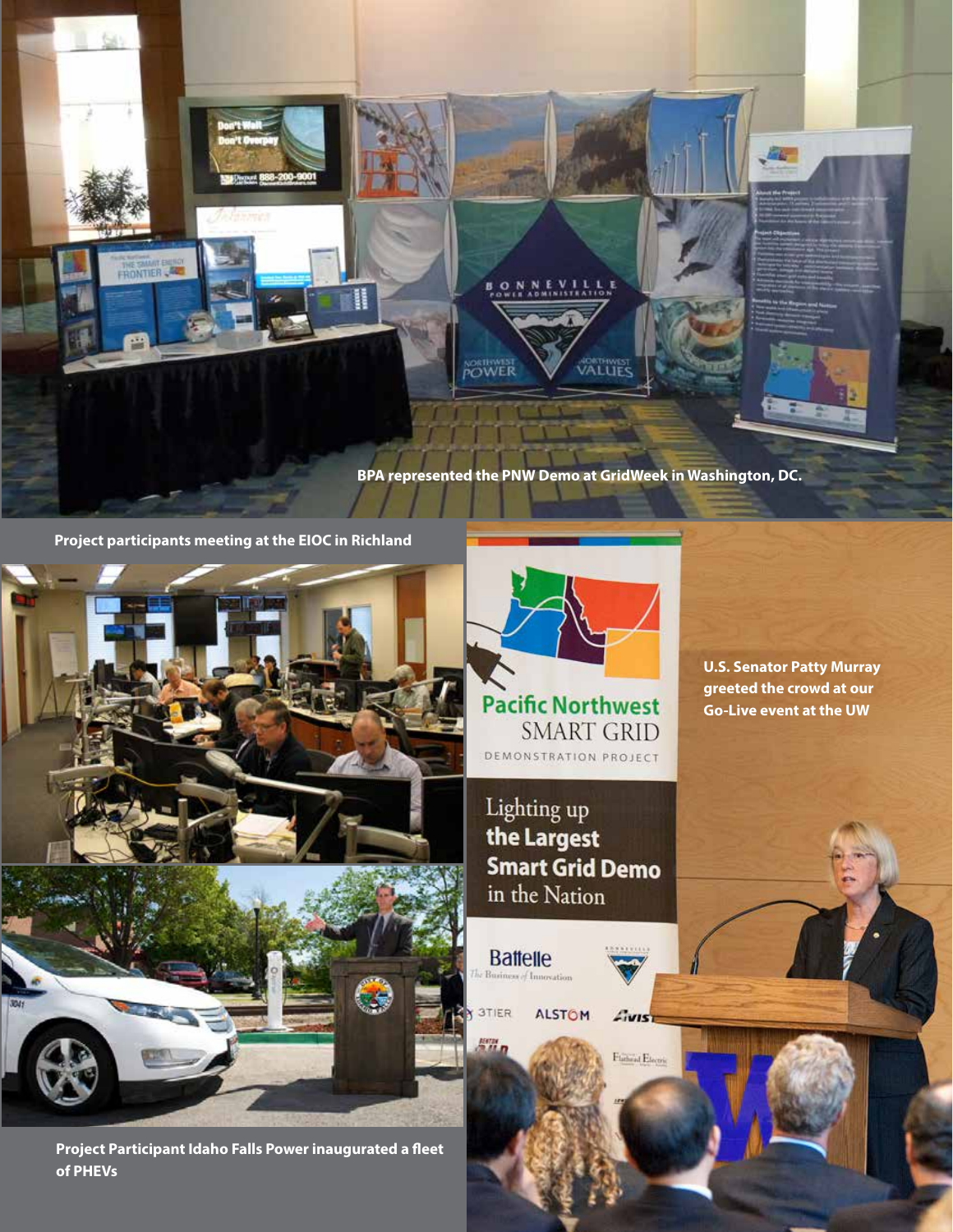BPA represented the PNW Demo at GridWeek in Washington, DC.

Project participants meeting at the EIOC in Richland

U.S. Senator Patty Murray greeted the crowd at our Go-Live event at the UW

Project Participant Idaho Falls Power inaugurated a fleet of PHEVs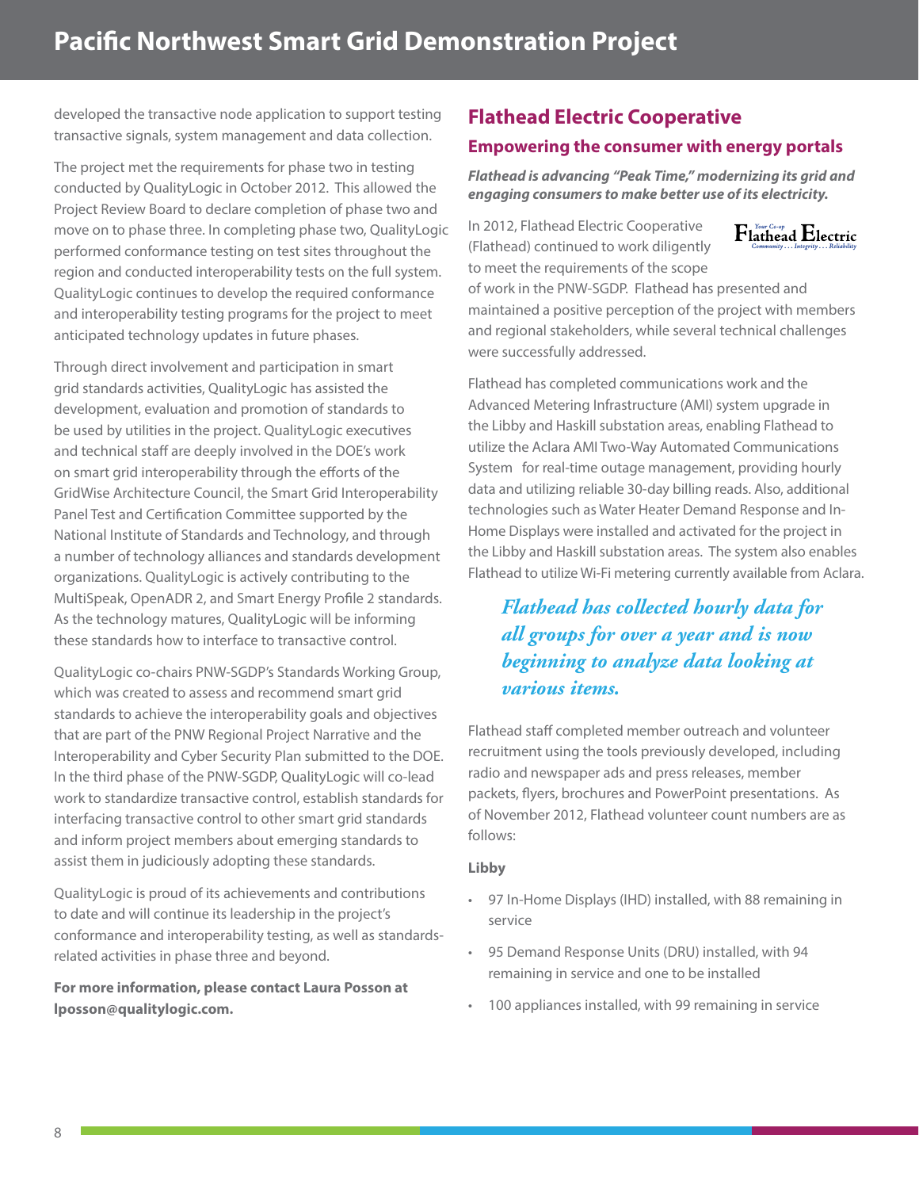developed the transactive node application to support testing transactive signals, system management and data collection.

The project met the requirements for phase two in testing conducted by QualityLogic in October 2012. This allowed the Project Review Board to declare completion of phase two and move on to phase three. In completing phase two, QualityLogic performed conformance testing on test sites throughout the region and conducted interoperability tests on the full system. QualityLogic continues to develop the required conformance and interoperability testing programs for the project to meet anticipated technology updates in future phases.

Through direct involvement and participation in smart grid standards activities, QualityLogic has assisted the development, evaluation and promotion of standards to be used by utilities in the project. QualityLogic executives and technical staff are deeply involved in the DOE's work on smart grid interoperability through the efforts of the GridWise Architecture Council, the Smart Grid Interoperability Panel Test and Certification Committee supported by the National Institute of Standards and Technology, and through a number of technology alliances and standards development organizations. QualityLogic is actively contributing to the MultiSpeak, OpenADR 2, and Smart Energy Profile 2 standards. As the technology matures, QualityLogic will be informing these standards how to interface to transactive control.

QualityLogic co-chairs PNW-SGDP's Standards Working Group, which was created to assess and recommend smart grid standards to achieve the interoperability goals and objectives that are part of the PNW Regional Project Narrative and the Interoperability and Cyber Security Plan submitted to the DOE. In the third phase of the PNW-SGDP, QualityLogic will co-lead work to standardize transactive control, establish standards for interfacing transactive control to other smart grid standards and inform project members about emerging standards to assist them in judiciously adopting these standards.

QualityLogic is proud of its achievements and contributions to date and will continue its leadership in the project's conformance and interoperability testing, as well as standards-related activities in phase three and beyond.

**For more information, please contact Laura Posson at lposson@qualitylogic.com.**

## Flathead Electric Cooperative

### Empowering the consumer with energy portals

***Flathead is advancing "Peak Time," modernizing its grid and engaging consumers to make better use of its electricity.***

In 2012, Flathead Electric Cooperative (Flathead) continued to work diligently to meet the requirements of the scope of work in the PNW-SGDP. Flathead has presented and maintained a positive perception of the project with members and regional stakeholders, while several technical challenges were successfully addressed.

Flathead has completed communications work and the Advanced Metering Infrastructure (AMI) system upgrade in the Libby and Haskill substation areas, enabling Flathead to utilize the Aclara AMI Two-Way Automated Communications System for real-time outage management, providing hourly data and utilizing reliable 30-day billing reads. Also, additional technologies such as Water Heater Demand Response and In-Home Displays were installed and activated for the project in the Libby and Haskill substation areas. The system also enables Flathead to utilize Wi-Fi metering currently available from Aclara.

*Flathead has collected hourly data for all groups for over a year and is now beginning to analyze data looking at various items.*

Flathead staff completed member outreach and volunteer recruitment using the tools previously developed, including radio and newspaper ads and press releases, member packets, flyers, brochures and PowerPoint presentations. As of November 2012, Flathead volunteer count numbers are as follows:

**Libby**

- 97 In-Home Displays (IHD) installed, with 88 remaining in service
- 95 Demand Response Units (DRU) installed, with 94 remaining in service and one to be installed
- 100 appliances installed, with 99 remaining in service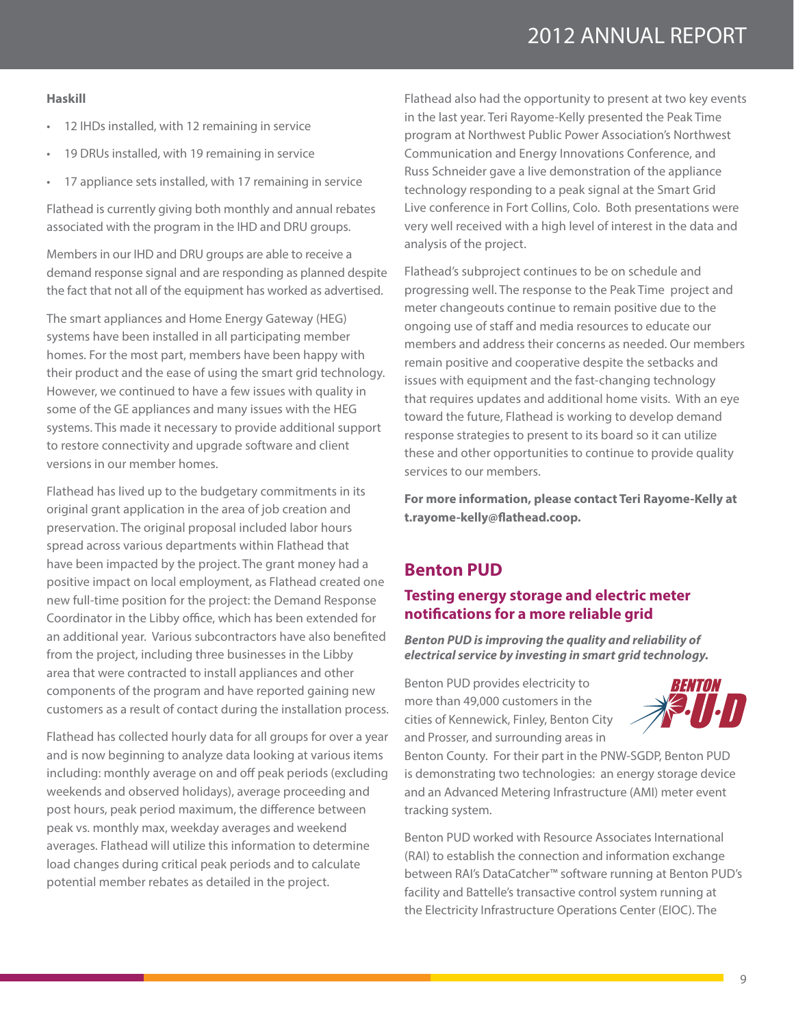**Haskill**

- 12 IHDs installed, with 12 remaining in service
- 19 DRUs installed, with 19 remaining in service
- 17 appliance sets installed, with 17 remaining in service

Flathead is currently giving both monthly and annual rebates associated with the program in the IHD and DRU groups.

Members in our IHD and DRU groups are able to receive a demand response signal and are responding as planned despite the fact that not all of the equipment has worked as advertised.

The smart appliances and Home Energy Gateway (HEG) systems have been installed in all participating member homes. For the most part, members have been happy with their product and the ease of using the smart grid technology. However, we continued to have a few issues with quality in some of the GE appliances and many issues with the HEG systems. This made it necessary to provide additional support to restore connectivity and upgrade software and client versions in our member homes.

Flathead has lived up to the budgetary commitments in its original grant application in the area of job creation and preservation. The original proposal included labor hours spread across various departments within Flathead that have been impacted by the project. The grant money had a positive impact on local employment, as Flathead created one new full-time position for the project: the Demand Response Coordinator in the Libby office, which has been extended for an additional year. Various subcontractors have also benefited from the project, including three businesses in the Libby area that were contracted to install appliances and other components of the program and have reported gaining new customers as a result of contact during the installation process.

Flathead has collected hourly data for all groups for over a year and is now beginning to analyze data looking at various items including: monthly average on and off peak periods (excluding weekends and observed holidays), average proceeding and post hours, peak period maximum, the difference between peak vs. monthly max, weekday averages and weekend averages. Flathead will utilize this information to determine load changes during critical peak periods and to calculate potential member rebates as detailed in the project.

Flathead also had the opportunity to present at two key events in the last year. Teri Rayome-Kelly presented the Peak Time program at Northwest Public Power Association's Northwest Communication and Energy Innovations Conference, and Russ Schneider gave a live demonstration of the appliance technology responding to a peak signal at the Smart Grid Live conference in Fort Collins, Colo. Both presentations were very well received with a high level of interest in the data and analysis of the project.

Flathead's subproject continues to be on schedule and progressing well. The response to the Peak Time project and meter changeouts continue to remain positive due to the ongoing use of staff and media resources to educate our members and address their concerns as needed. Our members remain positive and cooperative despite the setbacks and issues with equipment and the fast-changing technology that requires updates and additional home visits. With an eye toward the future, Flathead is working to develop demand response strategies to present to its board so it can utilize these and other opportunities to continue to provide quality services to our members.

**For more information, please contact Teri Rayome-Kelly at t.rayome-kelly@flathead.coop.**

## Benton PUD

### Testing energy storage and electric meter notifications for a more reliable grid

***Benton PUD is improving the quality and reliability of electrical service by investing in smart grid technology.***

BENTON P·U·D

Benton PUD provides electricity to more than 49,000 customers in the cities of Kennewick, Finley, Benton City and Prosser, and surrounding areas in Benton County. For their part in the PNW-SGDP, Benton PUD is demonstrating two technologies: an energy storage device and an Advanced Metering Infrastructure (AMI) meter event tracking system.

Benton PUD worked with Resource Associates International (RAI) to establish the connection and information exchange between RAI's DataCatcher™ software running at Benton PUD's facility and Battelle's transactive control system running at the Electricity Infrastructure Operations Center (EIOC). The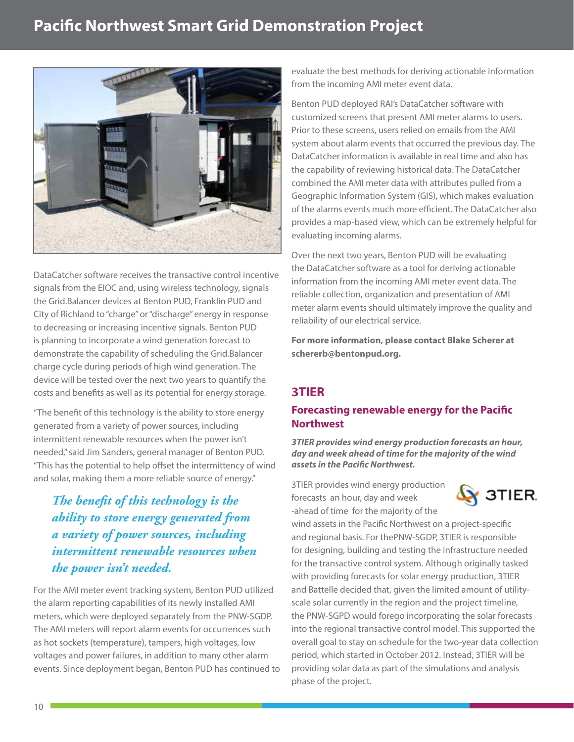DataCatcher software receives the transactive control incentive signals from the EIOC and, using wireless technology, signals the Grid.Balancer devices at Benton PUD, Franklin PUD and City of Richland to "charge" or "discharge" energy in response to decreasing or increasing incentive signals. Benton PUD is planning to incorporate a wind generation forecast to demonstrate the capability of scheduling the Grid.Balancer charge cycle during periods of high wind generation. The device will be tested over the next two years to quantify the costs and benefits as well as its potential for energy storage.

"The benefit of this technology is the ability to store energy generated from a variety of power sources, including intermittent renewable resources when the power isn't needed," said Jim Sanders, general manager of Benton PUD. "This has the potential to help offset the intermittency of wind and solar, making them a more reliable source of energy."

*The benefit of this technology is the ability to store energy generated from a variety of power sources, including intermittent renewable resources when the power isn't needed.*

For the AMI meter event tracking system, Benton PUD utilized the alarm reporting capabilities of its newly installed AMI meters, which were deployed separately from the PNW-SGDP. The AMI meters will report alarm events for occurrences such as hot sockets (temperature), tampers, high voltages, low voltages and power failures, in addition to many other alarm events. Since deployment began, Benton PUD has continued to evaluate the best methods for deriving actionable information from the incoming AMI meter event data.

Benton PUD deployed RAI's DataCatcher software with customized screens that present AMI meter alarms to users. Prior to these screens, users relied on emails from the AMI system about alarm events that occurred the previous day. The DataCatcher information is available in real time and also has the capability of reviewing historical data. The DataCatcher combined the AMI meter data with attributes pulled from a Geographic Information System (GIS), which makes evaluation of the alarms events much more efficient. The DataCatcher also provides a map-based view, which can be extremely helpful for evaluating incoming alarms.

Over the next two years, Benton PUD will be evaluating the DataCatcher software as a tool for deriving actionable information from the incoming AMI meter event data. The reliable collection, organization and presentation of AMI meter alarm events should ultimately improve the quality and reliability of our electrical service.

**For more information, please contact Blake Scherer at schererb@bentonpud.org.**

## 3TIER

### Forecasting renewable energy for the Pacific Northwest

***3TIER provides wind energy production forecasts an hour, day and week ahead of time for the majority of the wind assets in the Pacific Northwest.***

3TIER provides wind energy production forecasts an hour, day and week -ahead of time for the majority of the wind assets in the Pacific Northwest on a project-specific and regional basis. For thePNW-SGDP, 3TIER is responsible for designing, building and testing the infrastructure needed for the transactive control system. Although originally tasked with providing forecasts for solar energy production, 3TIER and Battelle decided that, given the limited amount of utility-scale solar currently in the region and the project timeline, the PNW-SGPD would forego incorporating the solar forecasts into the regional transactive control model. This supported the overall goal to stay on schedule for the two-year data collection period, which started in October 2012. Instead, 3TIER will be providing solar data as part of the simulations and analysis phase of the project.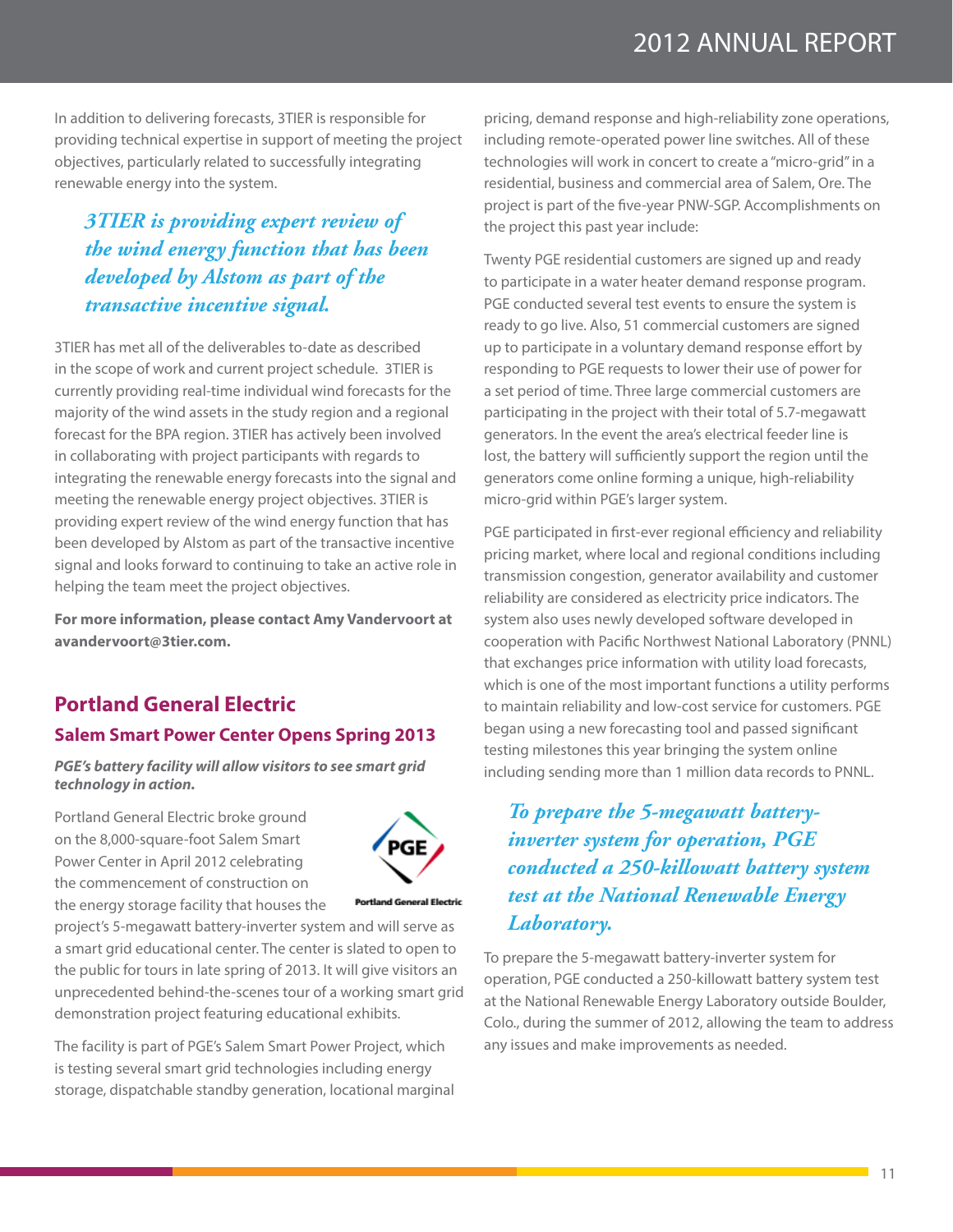In addition to delivering forecasts, 3TIER is responsible for providing technical expertise in support of meeting the project objectives, particularly related to successfully integrating renewable energy into the system.

> *3TIER is providing expert review of the wind energy function that has been developed by Alstom as part of the transactive incentive signal.*

3TIER has met all of the deliverables to-date as described in the scope of work and current project schedule. 3TIER is currently providing real-time individual wind forecasts for the majority of the wind assets in the study region and a regional forecast for the BPA region. 3TIER has actively been involved in collaborating with project participants with regards to integrating the renewable energy forecasts into the signal and meeting the renewable energy project objectives. 3TIER is providing expert review of the wind energy function that has been developed by Alstom as part of the transactive incentive signal and looks forward to continuing to take an active role in helping the team meet the project objectives.

**For more information, please contact Amy Vandervoort at avandervoort@3tier.com.**

## Portland General Electric

### Salem Smart Power Center Opens Spring 2013

***PGE's battery facility will allow visitors to see smart grid technology in action.***

Portland General Electric broke ground on the 8,000-square-foot Salem Smart Power Center in April 2012 celebrating the commencement of construction on the energy storage facility that houses the project's 5-megawatt battery-inverter system and will serve as a smart grid educational center. The center is slated to open to the public for tours in late spring of 2013. It will give visitors an unprecedented behind-the-scenes tour of a working smart grid demonstration project featuring educational exhibits.

The facility is part of PGE's Salem Smart Power Project, which is testing several smart grid technologies including energy storage, dispatchable standby generation, locational marginal pricing, demand response and high-reliability zone operations, including remote-operated power line switches. All of these technologies will work in concert to create a "micro-grid" in a residential, business and commercial area of Salem, Ore. The project is part of the five-year PNW-SGP. Accomplishments on the project this past year include:

Twenty PGE residential customers are signed up and ready to participate in a water heater demand response program. PGE conducted several test events to ensure the system is ready to go live. Also, 51 commercial customers are signed up to participate in a voluntary demand response effort by responding to PGE requests to lower their use of power for a set period of time. Three large commercial customers are participating in the project with their total of 5.7-megawatt generators. In the event the area's electrical feeder line is lost, the battery will sufficiently support the region until the generators come online forming a unique, high-reliability micro-grid within PGE's larger system.

PGE participated in first-ever regional efficiency and reliability pricing market, where local and regional conditions including transmission congestion, generator availability and customer reliability are considered as electricity price indicators. The system also uses newly developed software developed in cooperation with Pacific Northwest National Laboratory (PNNL) that exchanges price information with utility load forecasts, which is one of the most important functions a utility performs to maintain reliability and low-cost service for customers. PGE began using a new forecasting tool and passed significant testing milestones this year bringing the system online including sending more than 1 million data records to PNNL.

> *To prepare the 5-megawatt battery-inverter system for operation, PGE conducted a 250-kilowatt battery system test at the National Renewable Energy Laboratory.*

To prepare the 5-megawatt battery-inverter system for operation, PGE conducted a 250-kilowatt battery system test at the National Renewable Energy Laboratory outside Boulder, Colo., during the summer of 2012, allowing the team to address any issues and make improvements as needed.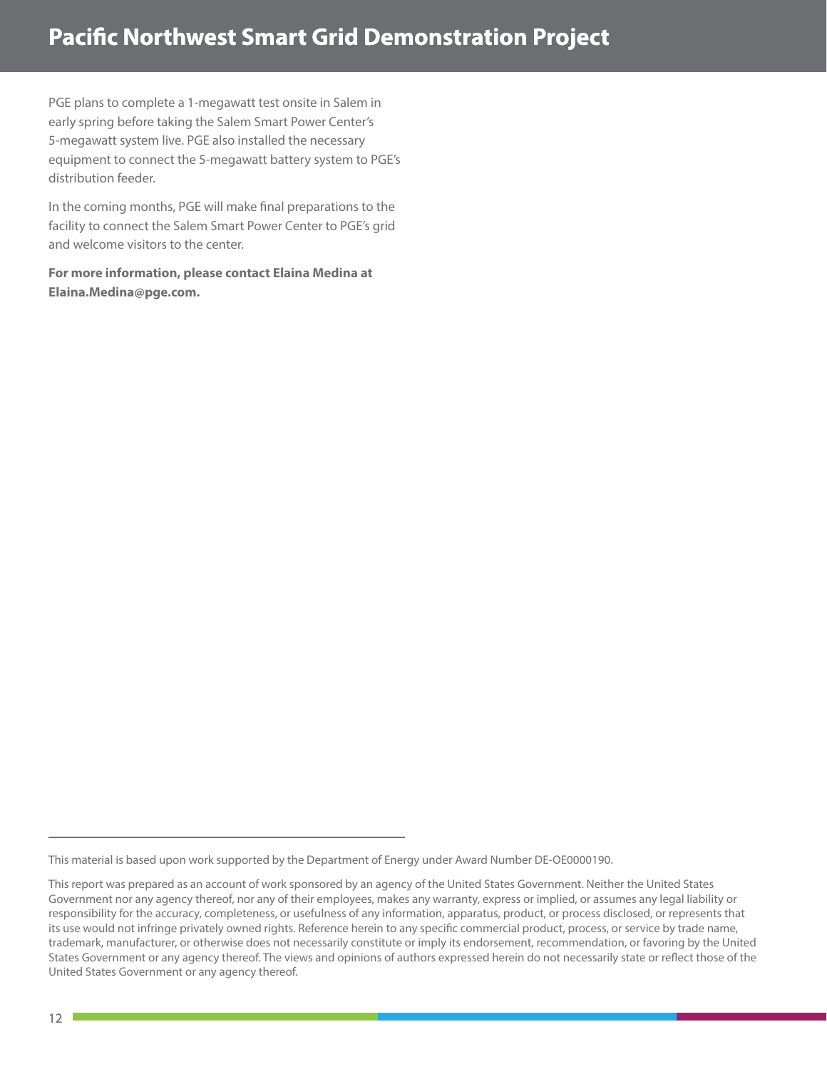PGE plans to complete a 1-megawatt test onsite in Salem in early spring before taking the Salem Smart Power Center's 5-megawatt system live. PGE also installed the necessary equipment to connect the 5-megawatt battery system to PGE's distribution feeder.

In the coming months, PGE will make final preparations to the facility to connect the Salem Smart Power Center to PGE's grid and welcome visitors to the center.

**For more information, please contact Elaina Medina at Elaina.Medina@pge.com.**

---

This material is based upon work supported by the Department of Energy under Award Number DE-OE0000190.

This report was prepared as an account of work sponsored by an agency of the United States Government. Neither the United States Government nor any agency thereof, nor any of their employees, makes any warranty, express or implied, or assumes any legal liability or responsibility for the accuracy, completeness, or usefulness of any information, apparatus, product, or process disclosed, or represents that its use would not infringe privately owned rights. Reference herein to any specific commercial product, process, or service by trade name, trademark, manufacturer, or otherwise does not necessarily constitute or imply its endorsement, recommendation, or favoring by the United States Government or any agency thereof. The views and opinions of authors expressed herein do not necessarily state or reflect those of the United States Government or any agency thereof.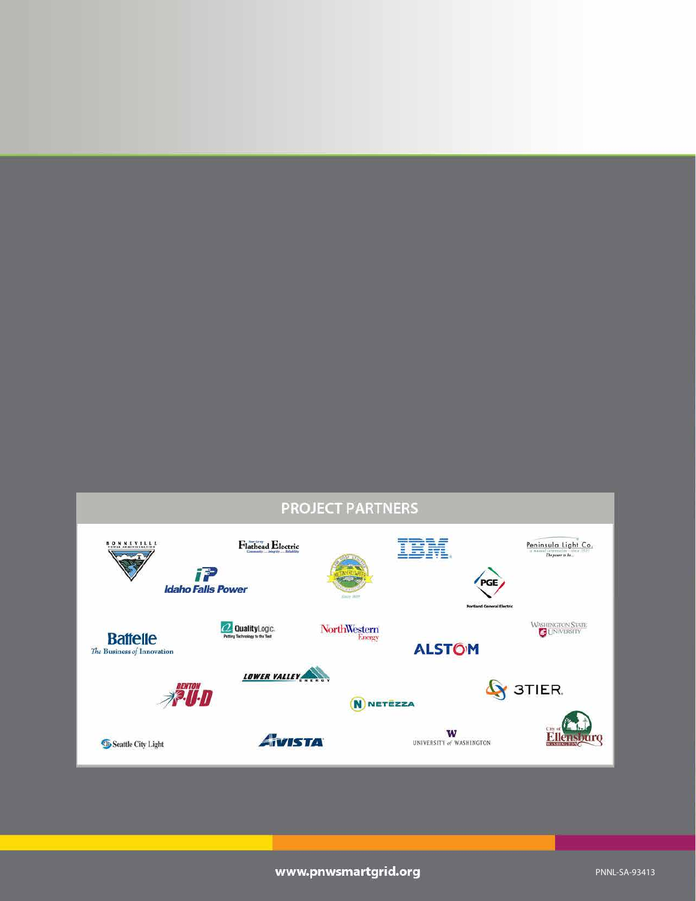## PROJECT PARTNERS

Bonneville Power Administration

Flathead Electric

IBM

Peninsula Light Co.

Idaho Falls Power

Milton-Freewater

PGE Portland General Electric

Battelle *The Business of Innovation*

QualityLogic

NorthWestern Energy

ALSTOM

Washington State University

Lower Valley Energy

Benton PUD

Netezza

3TIER

Seattle City Light

Avista

University of Washington

City of Ellensburg Washington

www.pnwsmartgrid.org

PNNL-SA-93413